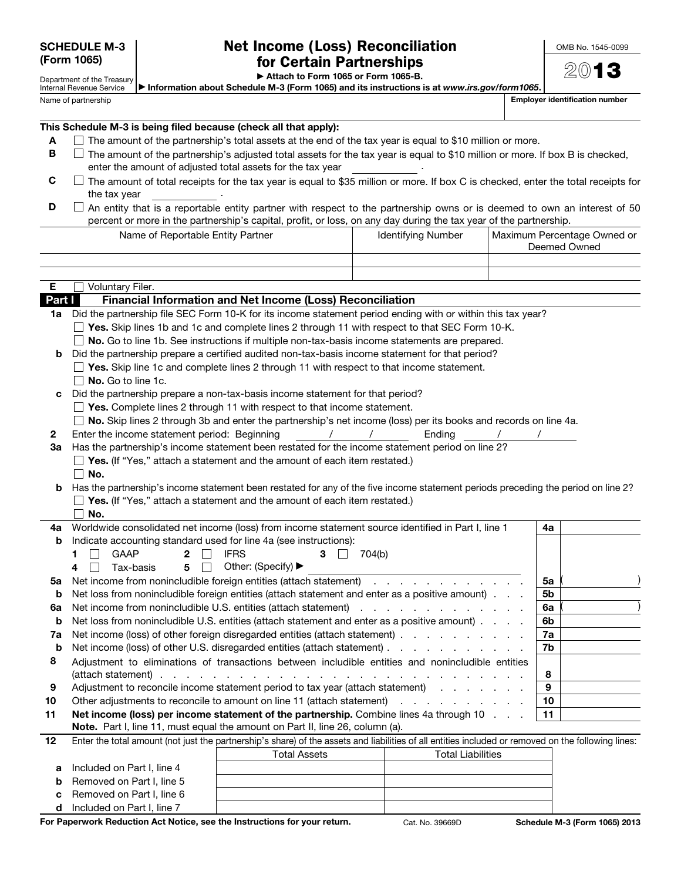**SCHEDULE M-3 (Form 1065)**

Department of the Treasury
Internal Revenue Service

# Net Income (Loss) Reconciliation for Certain Partnerships

▶ Attach to Form 1065 or Form 1065-B.

▶ Information about Schedule M-3 (Form 1065) and its instructions is at *www.irs.gov/form1065*.

OMB No. 1545-0099

2013

Name of partnership | **Employer identification number**

**This Schedule M-3 is being filed because (check all that apply):**

**A** ☐ The amount of the partnership's total assets at the end of the tax year is equal to $10 million or more.

**B** ☐ The amount of the partnership's adjusted total assets for the tax year is equal to $10 million or more. If box B is checked, enter the amount of adjusted total assets for the tax year ____________ .

**C** ☐ The amount of total receipts for the tax year is equal to $35 million or more. If box C is checked, enter the total receipts for the tax year ____________ .

**D** ☐ An entity that is a reportable entity partner with respect to the partnership owns or is deemed to own an interest of 50 percent or more in the partnership's capital, profit, or loss, on any day during the tax year of the partnership.

| Name of Reportable Entity Partner | Identifying Number | Maximum Percentage Owned or Deemed Owned |
|---|---|---|
| | | |
| | | |

**E** ☐ Voluntary Filer.

## Part I Financial Information and Net Income (Loss) Reconciliation

**1a** Did the partnership file SEC Form 10-K for its income statement period ending with or within this tax year?
☐ **Yes.** Skip lines 1b and 1c and complete lines 2 through 11 with respect to that SEC Form 10-K.
☐ **No.** Go to line 1b. See instructions if multiple non-tax-basis income statements are prepared.

**b** Did the partnership prepare a certified audited non-tax-basis income statement for that period?
☐ **Yes.** Skip line 1c and complete lines 2 through 11 with respect to that income statement.
☐ **No.** Go to line 1c.

**c** Did the partnership prepare a non-tax-basis income statement for that period?
☐ **Yes.** Complete lines 2 through 11 with respect to that income statement.
☐ **No.** Skip lines 2 through 3b and enter the partnership's net income (loss) per its books and records on line 4a.

**2** Enter the income statement period: Beginning ____ / ____ / ____ Ending ____ / ____ / ____

**3a** Has the partnership's income statement been restated for the income statement period on line 2?
☐ **Yes.** (If "Yes," attach a statement and the amount of each item restated.)
☐ **No.**

**b** Has the partnership's income statement been restated for any of the five income statement periods preceding the period on line 2?
☐ **Yes.** (If "Yes," attach a statement and the amount of each item restated.)
☐ **No.**

| Line | Description | Box | Amount |
|---|---|---|---|
| **4a** | Worldwide consolidated net income (loss) from income statement source identified in Part I, line 1 | **4a** | |
| **b** | Indicate accounting standard used for line 4a (see instructions): **1** ☐ GAAP **2** ☐ IFRS **3** ☐ 704(b) **4** ☐ Tax-basis **5** ☐ Other: (Specify) ▶ | | |
| **5a** | Net income from nonincludible foreign entities (attach statement) | **5a** | ( ) |
| **b** | Net loss from nonincludible foreign entities (attach statement and enter as a positive amount) | **5b** | |
| **6a** | Net income from nonincludible U.S. entities (attach statement) | **6a** | ( ) |
| **b** | Net loss from nonincludible U.S. entities (attach statement and enter as a positive amount) | **6b** | |
| **7a** | Net income (loss) of other foreign disregarded entities (attach statement) | **7a** | |
| **b** | Net income (loss) of other U.S. disregarded entities (attach statement) | **7b** | |
| **8** | Adjustment to eliminations of transactions between includible entities and nonincludible entities (attach statement) | **8** | |
| **9** | Adjustment to reconcile income statement period to tax year (attach statement) | **9** | |
| **10** | Other adjustments to reconcile to amount on line 11 (attach statement) | **10** | |
| **11** | **Net income (loss) per income statement of the partnership.** Combine lines 4a through 10 | **11** | |

**Note.** Part I, line 11, must equal the amount on Part II, line 26, column (a).

**12** Enter the total amount (not just the partnership's share) of the assets and liabilities of all entities included or removed on the following lines:

| | | Total Assets | Total Liabilities |
|---|---|---|---|
| **a** | Included on Part I, line 4 | | |
| **b** | Removed on Part I, line 5 | | |
| **c** | Removed on Part I, line 6 | | |
| **d** | Included on Part I, line 7 | | |

**For Paperwork Reduction Act Notice, see the Instructions for your return.** Cat. No. 39669D **Schedule M-3 (Form 1065) 2013**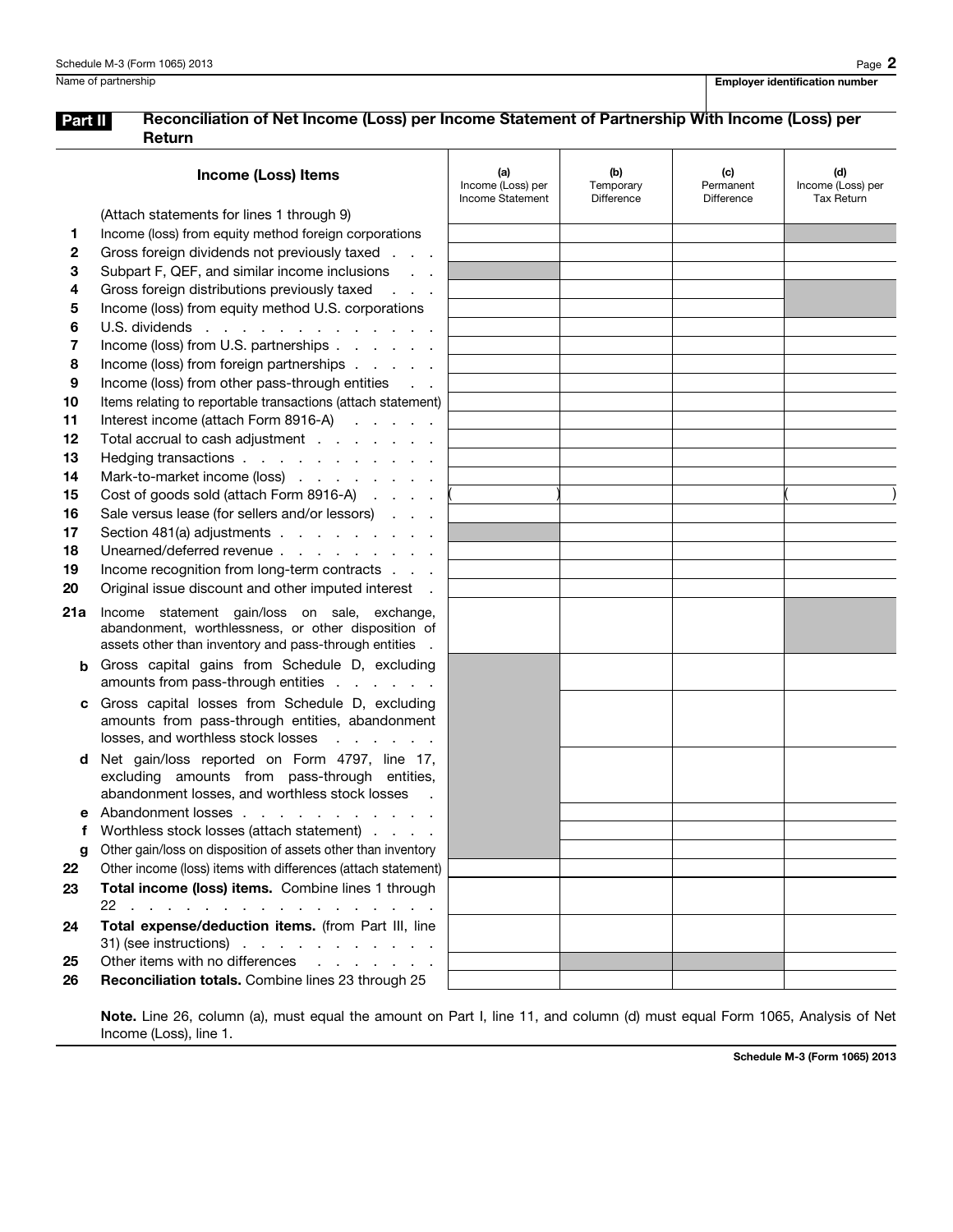Name of partnership | Employer identification number

## Part II Reconciliation of Net Income (Loss) per Income Statement of Partnership With Income (Loss) per Return

| | Income (Loss) Items | (a) Income (Loss) per Income Statement | (b) Temporary Difference | (c) Permanent Difference | (d) Income (Loss) per Tax Return |
|---|---|---|---|---|---|
| | (Attach statements for lines 1 through 9) | | | | |
| 1 | Income (loss) from equity method foreign corporations | | | | |
| 2 | Gross foreign dividends not previously taxed | | | | |
| 3 | Subpart F, QEF, and similar income inclusions | | | | |
| 4 | Gross foreign distributions previously taxed | | | | |
| 5 | Income (loss) from equity method U.S. corporations | | | | |
| 6 | U.S. dividends | | | | |
| 7 | Income (loss) from U.S. partnerships | | | | |
| 8 | Income (loss) from foreign partnerships | | | | |
| 9 | Income (loss) from other pass-through entities | | | | |
| 10 | Items relating to reportable transactions (attach statement) | | | | |
| 11 | Interest income (attach Form 8916-A) | | | | |
| 12 | Total accrual to cash adjustment | | | | |
| 13 | Hedging transactions | | | | |
| 14 | Mark-to-market income (loss) | | | | |
| 15 | Cost of goods sold (attach Form 8916-A) | ( ) | | | ( ) |
| 16 | Sale versus lease (for sellers and/or lessors) | | | | |
| 17 | Section 481(a) adjustments | | | | |
| 18 | Unearned/deferred revenue | | | | |
| 19 | Income recognition from long-term contracts | | | | |
| 20 | Original issue discount and other imputed interest | | | | |
| 21a | Income statement gain/loss on sale, exchange, abandonment, worthlessness, or other disposition of assets other than inventory and pass-through entities | | | | |
| b | Gross capital gains from Schedule D, excluding amounts from pass-through entities | | | | |
| c | Gross capital losses from Schedule D, excluding amounts from pass-through entities, abandonment losses, and worthless stock losses | | | | |
| d | Net gain/loss reported on Form 4797, line 17, excluding amounts from pass-through entities, abandonment losses, and worthless stock losses | | | | |
| e | Abandonment losses | | | | |
| f | Worthless stock losses (attach statement) | | | | |
| g | Other gain/loss on disposition of assets other than inventory | | | | |
| 22 | Other income (loss) items with differences (attach statement) | | | | |
| 23 | **Total income (loss) items.** Combine lines 1 through 22 | | | | |
| 24 | **Total expense/deduction items.** (from Part III, line 31) (see instructions) | | | | |
| 25 | Other items with no differences | | | | |
| 26 | **Reconciliation totals.** Combine lines 23 through 25 | | | | |

**Note.** Line 26, column (a), must equal the amount on Part I, line 11, and column (d) must equal Form 1065, Analysis of Net Income (Loss), line 1.

Schedule M-3 (Form 1065) 2013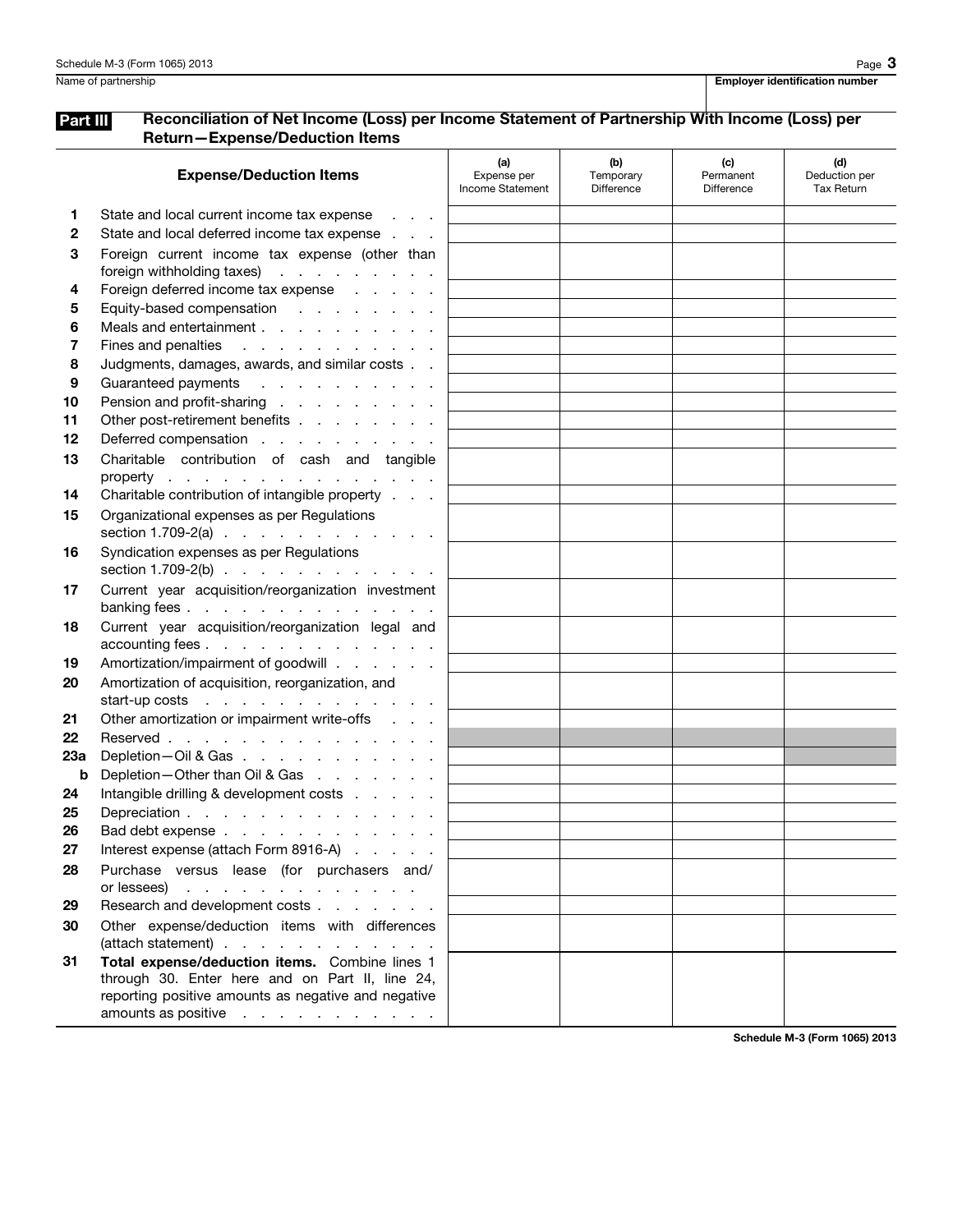Name of partnership

Employer identification number

## Part III Reconciliation of Net Income (Loss) per Income Statement of Partnership With Income (Loss) per Return—Expense/Deduction Items

| | Expense/Deduction Items | (a) Expense per Income Statement | (b) Temporary Difference | (c) Permanent Difference | (d) Deduction per Tax Return |
|---|---|---|---|---|---|
| 1 | State and local current income tax expense | | | | |
| 2 | State and local deferred income tax expense | | | | |
| 3 | Foreign current income tax expense (other than foreign withholding taxes) | | | | |
| 4 | Foreign deferred income tax expense | | | | |
| 5 | Equity-based compensation | | | | |
| 6 | Meals and entertainment | | | | |
| 7 | Fines and penalties | | | | |
| 8 | Judgments, damages, awards, and similar costs | | | | |
| 9 | Guaranteed payments | | | | |
| 10 | Pension and profit-sharing | | | | |
| 11 | Other post-retirement benefits | | | | |
| 12 | Deferred compensation | | | | |
| 13 | Charitable contribution of cash and tangible property | | | | |
| 14 | Charitable contribution of intangible property | | | | |
| 15 | Organizational expenses as per Regulations section 1.709-2(a) | | | | |
| 16 | Syndication expenses as per Regulations section 1.709-2(b) | | | | |
| 17 | Current year acquisition/reorganization investment banking fees | | | | |
| 18 | Current year acquisition/reorganization legal and accounting fees | | | | |
| 19 | Amortization/impairment of goodwill | | | | |
| 20 | Amortization of acquisition, reorganization, and start-up costs | | | | |
| 21 | Other amortization or impairment write-offs | | | | |
| 22 | Reserved | | | | |
| 23a | Depletion—Oil & Gas | | | | |
| b | Depletion—Other than Oil & Gas | | | | |
| 24 | Intangible drilling & development costs | | | | |
| 25 | Depreciation | | | | |
| 26 | Bad debt expense | | | | |
| 27 | Interest expense (attach Form 8916-A) | | | | |
| 28 | Purchase versus lease (for purchasers and/ or lessees) | | | | |
| 29 | Research and development costs | | | | |
| 30 | Other expense/deduction items with differences (attach statement) | | | | |
| 31 | **Total expense/deduction items.** Combine lines 1 through 30. Enter here and on Part II, line 24, reporting positive amounts as negative and negative amounts as positive | | | | |

Schedule M-3 (Form 1065) 2013